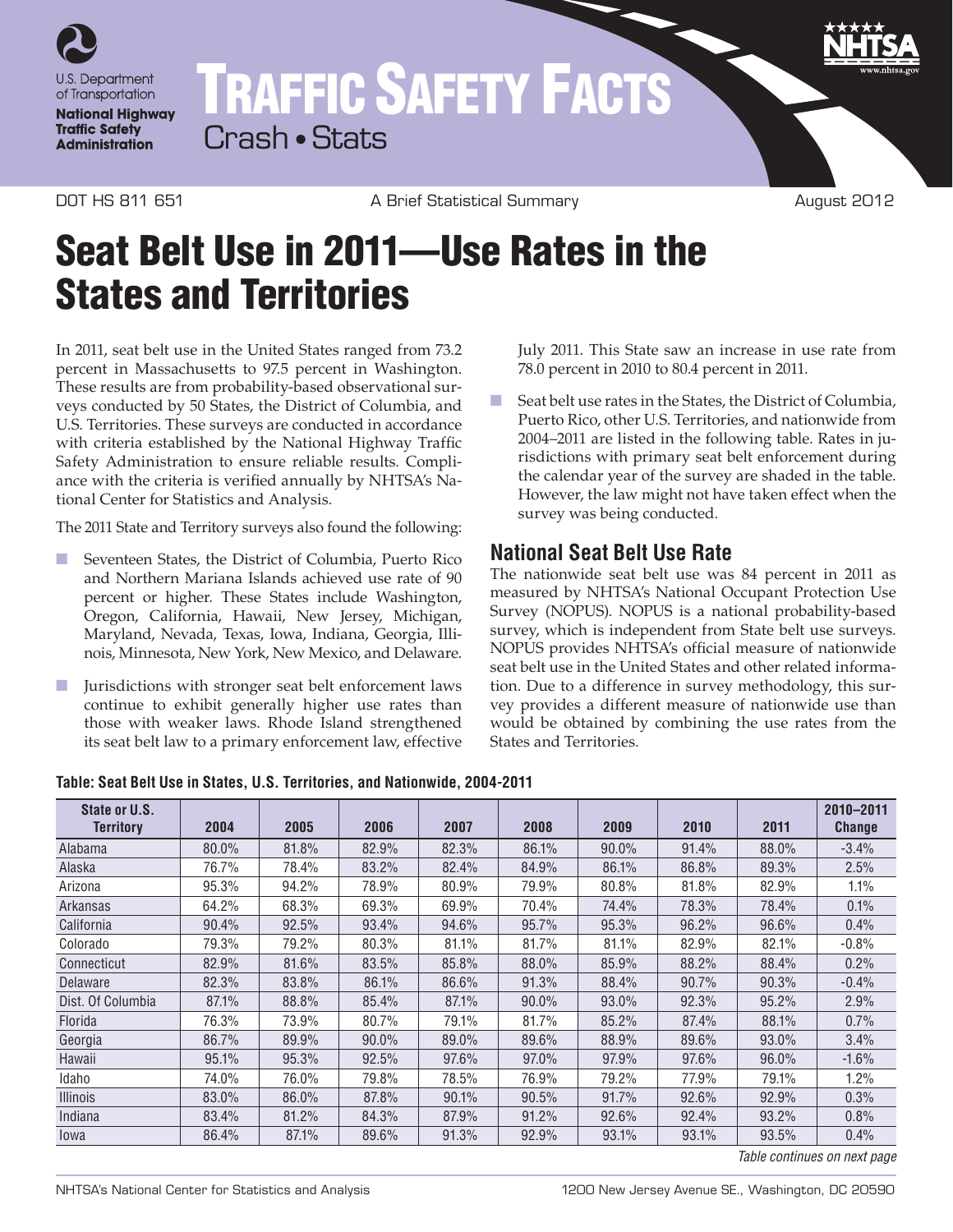U.S. Department of Transportation

**National Highway Traffic Safety Administration**

# TRAFFIC SAFETY FACTS

Crash • Stats

DOT HS 811 651 | A Brief Statistical Summary | August 2012

# Seat Belt Use in 2011—Use Rates in the States and Territories

In 2011, seat belt use in the United States ranged from 73.2 percent in Massachusetts to 97.5 percent in Washington. These results are from probability-based observational surveys conducted by 50 States, the District of Columbia, and U.S. Territories. These surveys are conducted in accordance with criteria established by the National Highway Traffic Safety Administration to ensure reliable results. Compliance with the criteria is verified annually by NHTSA's National Center for Statistics and Analysis.

The 2011 State and Territory surveys also found the following:

- Seventeen States, the District of Columbia, Puerto Rico and Northern Mariana Islands achieved use rate of 90 percent or higher. These States include Washington, Oregon, California, Hawaii, New Jersey, Michigan, Maryland, Nevada, Texas, Iowa, Indiana, Georgia, Illinois, Minnesota, New York, New Mexico, and Delaware.
- Jurisdictions with stronger seat belt enforcement laws continue to exhibit generally higher use rates than those with weaker laws. Rhode Island strengthened its seat belt law to a primary enforcement law, effective July 2011. This State saw an increase in use rate from 78.0 percent in 2010 to 80.4 percent in 2011.
- Seat belt use rates in the States, the District of Columbia, Puerto Rico, other U.S. Territories, and nationwide from 2004–2011 are listed in the following table. Rates in jurisdictions with primary seat belt enforcement during the calendar year of the survey are shaded in the table. However, the law might not have taken effect when the survey was being conducted.

## National Seat Belt Use Rate

The nationwide seat belt use was 84 percent in 2011 as measured by NHTSA's National Occupant Protection Use Survey (NOPUS). NOPUS is a national probability-based survey, which is independent from State belt use surveys. NOPUS provides NHTSA's official measure of nationwide seat belt use in the United States and other related information. Due to a difference in survey methodology, this survey provides a different measure of nationwide use than would be obtained by combining the use rates from the States and Territories.

**Table: Seat Belt Use in States, U.S. Territories, and Nationwide, 2004-2011**

| State or U.S. Territory | 2004 | 2005 | 2006 | 2007 | 2008 | 2009 | 2010 | 2011 | 2010–2011 Change |
|---|---|---|---|---|---|---|---|---|---|
| Alabama | 80.0% | 81.8% | 82.9% | 82.3% | 86.1% | 90.0% | 91.4% | 88.0% | -3.4% |
| Alaska | 76.7% | 78.4% | 83.2% | 82.4% | 84.9% | 86.1% | 86.8% | 89.3% | 2.5% |
| Arizona | 95.3% | 94.2% | 78.9% | 80.9% | 79.9% | 80.8% | 81.8% | 82.9% | 1.1% |
| Arkansas | 64.2% | 68.3% | 69.3% | 69.9% | 70.4% | 74.4% | 78.3% | 78.4% | 0.1% |
| California | 90.4% | 92.5% | 93.4% | 94.6% | 95.7% | 95.3% | 96.2% | 96.6% | 0.4% |
| Colorado | 79.3% | 79.2% | 80.3% | 81.1% | 81.7% | 81.1% | 82.9% | 82.1% | -0.8% |
| Connecticut | 82.9% | 81.6% | 83.5% | 85.8% | 88.0% | 85.9% | 88.2% | 88.4% | 0.2% |
| Delaware | 82.3% | 83.8% | 86.1% | 86.6% | 91.3% | 88.4% | 90.7% | 90.3% | -0.4% |
| Dist. Of Columbia | 87.1% | 88.8% | 85.4% | 87.1% | 90.0% | 93.0% | 92.3% | 95.2% | 2.9% |
| Florida | 76.3% | 73.9% | 80.7% | 79.1% | 81.7% | 85.2% | 87.4% | 88.1% | 0.7% |
| Georgia | 86.7% | 89.9% | 90.0% | 89.0% | 89.6% | 88.9% | 89.6% | 93.0% | 3.4% |
| Hawaii | 95.1% | 95.3% | 92.5% | 97.6% | 97.0% | 97.9% | 97.6% | 96.0% | -1.6% |
| Idaho | 74.0% | 76.0% | 79.8% | 78.5% | 76.9% | 79.2% | 77.9% | 79.1% | 1.2% |
| Illinois | 83.0% | 86.0% | 87.8% | 90.1% | 90.5% | 91.7% | 92.6% | 92.9% | 0.3% |
| Indiana | 83.4% | 81.2% | 84.3% | 87.9% | 91.2% | 92.6% | 92.4% | 93.2% | 0.8% |
| Iowa | 86.4% | 87.1% | 89.6% | 91.3% | 92.9% | 93.1% | 93.1% | 93.5% | 0.4% |

*Table continues on next page*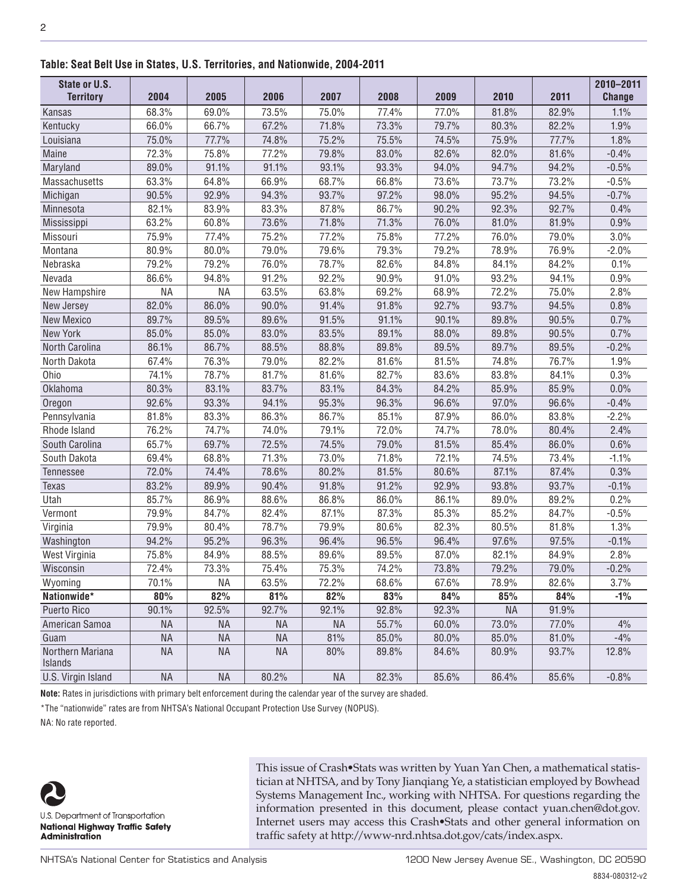**Table: Seat Belt Use in States, U.S. Territories, and Nationwide, 2004-2011**

| State or U.S. Territory | 2004 | 2005 | 2006 | 2007 | 2008 | 2009 | 2010 | 2011 | 2010–2011 Change |
|---|---|---|---|---|---|---|---|---|---|
| Kansas | 68.3% | 69.0% | 73.5% | 75.0% | 77.4% | 77.0% | 81.8% | 82.9% | 1.1% |
| Kentucky | 66.0% | 66.7% | 67.2% | 71.8% | 73.3% | 79.7% | 80.3% | 82.2% | 1.9% |
| Louisiana | 75.0% | 77.7% | 74.8% | 75.2% | 75.5% | 74.5% | 75.9% | 77.7% | 1.8% |
| Maine | 72.3% | 75.8% | 77.2% | 79.8% | 83.0% | 82.6% | 82.0% | 81.6% | -0.4% |
| Maryland | 89.0% | 91.1% | 91.1% | 93.1% | 93.3% | 94.0% | 94.7% | 94.2% | -0.5% |
| Massachusetts | 63.3% | 64.8% | 66.9% | 68.7% | 66.8% | 73.6% | 73.7% | 73.2% | -0.5% |
| Michigan | 90.5% | 92.9% | 94.3% | 93.7% | 97.2% | 98.0% | 95.2% | 94.5% | -0.7% |
| Minnesota | 82.1% | 83.9% | 83.3% | 87.8% | 86.7% | 90.2% | 92.3% | 92.7% | 0.4% |
| Mississippi | 63.2% | 60.8% | 73.6% | 71.8% | 71.3% | 76.0% | 81.0% | 81.9% | 0.9% |
| Missouri | 75.9% | 77.4% | 75.2% | 77.2% | 75.8% | 77.2% | 76.0% | 79.0% | 3.0% |
| Montana | 80.9% | 80.0% | 79.0% | 79.6% | 79.3% | 79.2% | 78.9% | 76.9% | -2.0% |
| Nebraska | 79.2% | 79.2% | 76.0% | 78.7% | 82.6% | 84.8% | 84.1% | 84.2% | 0.1% |
| Nevada | 86.6% | 94.8% | 91.2% | 92.2% | 90.9% | 91.0% | 93.2% | 94.1% | 0.9% |
| New Hampshire | NA | NA | 63.5% | 63.8% | 69.2% | 68.9% | 72.2% | 75.0% | 2.8% |
| New Jersey | 82.0% | 86.0% | 90.0% | 91.4% | 91.8% | 92.7% | 93.7% | 94.5% | 0.8% |
| New Mexico | 89.7% | 89.5% | 89.6% | 91.5% | 91.1% | 90.1% | 89.8% | 90.5% | 0.7% |
| New York | 85.0% | 85.0% | 83.0% | 83.5% | 89.1% | 88.0% | 89.8% | 90.5% | 0.7% |
| North Carolina | 86.1% | 86.7% | 88.5% | 88.8% | 89.8% | 89.5% | 89.7% | 89.5% | -0.2% |
| North Dakota | 67.4% | 76.3% | 79.0% | 82.2% | 81.6% | 81.5% | 74.8% | 76.7% | 1.9% |
| Ohio | 74.1% | 78.7% | 81.7% | 81.6% | 82.7% | 83.6% | 83.8% | 84.1% | 0.3% |
| Oklahoma | 80.3% | 83.1% | 83.7% | 83.1% | 84.3% | 84.2% | 85.9% | 85.9% | 0.0% |
| Oregon | 92.6% | 93.3% | 94.1% | 95.3% | 96.3% | 96.6% | 97.0% | 96.6% | -0.4% |
| Pennsylvania | 81.8% | 83.3% | 86.3% | 86.7% | 85.1% | 87.9% | 86.0% | 83.8% | -2.2% |
| Rhode Island | 76.2% | 74.7% | 74.0% | 79.1% | 72.0% | 74.7% | 78.0% | 80.4% | 2.4% |
| South Carolina | 65.7% | 69.7% | 72.5% | 74.5% | 79.0% | 81.5% | 85.4% | 86.0% | 0.6% |
| South Dakota | 69.4% | 68.8% | 71.3% | 73.0% | 71.8% | 72.1% | 74.5% | 73.4% | -1.1% |
| Tennessee | 72.0% | 74.4% | 78.6% | 80.2% | 81.5% | 80.6% | 87.1% | 87.4% | 0.3% |
| Texas | 83.2% | 89.9% | 90.4% | 91.8% | 91.2% | 92.9% | 93.8% | 93.7% | -0.1% |
| Utah | 85.7% | 86.9% | 88.6% | 86.8% | 86.0% | 86.1% | 89.0% | 89.2% | 0.2% |
| Vermont | 79.9% | 84.7% | 82.4% | 87.1% | 87.3% | 85.3% | 85.2% | 84.7% | -0.5% |
| Virginia | 79.9% | 80.4% | 78.7% | 79.9% | 80.6% | 82.3% | 80.5% | 81.8% | 1.3% |
| Washington | 94.2% | 95.2% | 96.3% | 96.4% | 96.5% | 96.4% | 97.6% | 97.5% | -0.1% |
| West Virginia | 75.8% | 84.9% | 88.5% | 89.6% | 89.5% | 87.0% | 82.1% | 84.9% | 2.8% |
| Wisconsin | 72.4% | 73.3% | 75.4% | 75.3% | 74.2% | 73.8% | 79.2% | 79.0% | -0.2% |
| Wyoming | 70.1% | NA | 63.5% | 72.2% | 68.6% | 67.6% | 78.9% | 82.6% | 3.7% |
| **Nationwide*** | **80%** | **82%** | **81%** | **82%** | **83%** | **84%** | **85%** | **84%** | **-1%** |
| Puerto Rico | 90.1% | 92.5% | 92.7% | 92.1% | 92.8% | 92.3% | NA | 91.9% | |
| American Samoa | NA | NA | NA | NA | 55.7% | 60.0% | 73.0% | 77.0% | 4% |
| Guam | NA | NA | NA | 81% | 85.0% | 80.0% | 85.0% | 81.0% | -4% |
| Northern Mariana Islands | NA | NA | NA | 80% | 89.8% | 84.6% | 80.9% | 93.7% | 12.8% |
| U.S. Virgin Island | NA | NA | 80.2% | NA | 82.3% | 85.6% | 86.4% | 85.6% | -0.8% |

**Note:** Rates in jurisdictions with primary belt enforcement during the calendar year of the survey are shaded.

*The "nationwide" rates are from NHTSA's National Occupant Protection Use Survey (NOPUS).

NA: No rate reported.

U.S. Department of Transportation
**National Highway Traffic Safety Administration**

This issue of Crash•Stats was written by Yuan Yan Chen, a mathematical statistician at NHTSA, and by Tony Jianqiang Ye, a statistician employed by Bowhead Systems Management Inc., working with NHTSA. For questions regarding the information presented in this document, please contact yuan.chen@dot.gov. Internet users may access this Crash•Stats and other general information on traffic safety at http://www-nrd.nhtsa.dot.gov/cats/index.aspx.

NHTSA's National Center for Statistics and Analysis — 1200 New Jersey Avenue SE., Washington, DC 20590

8834-080312-v2